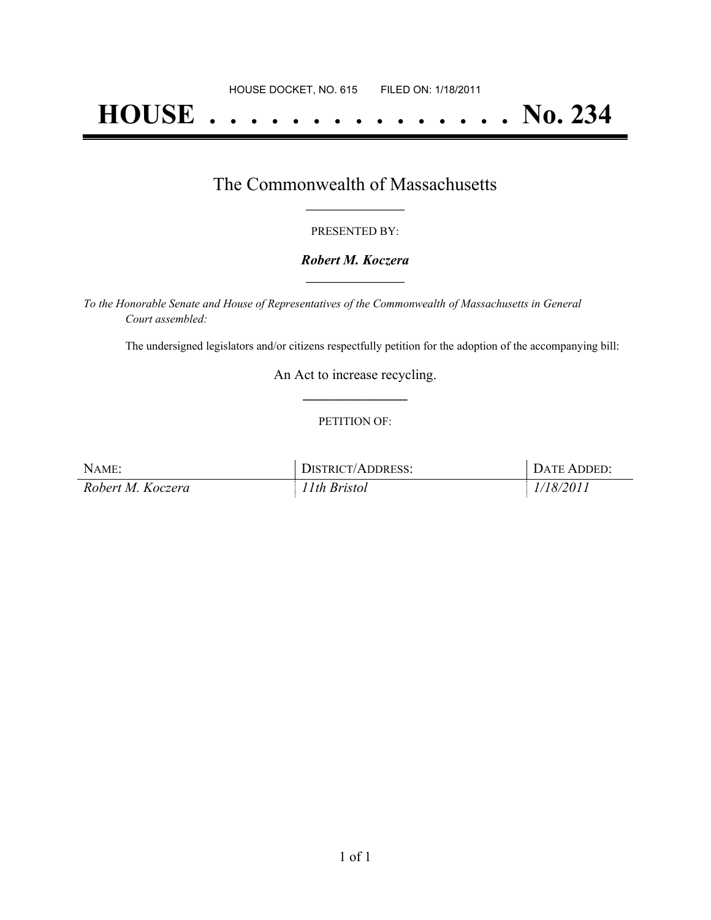HOUSE DOCKET, NO. 615        FILED ON: 1/18/2011

# HOUSE . . . . . . . . . . . . . . . No. 234

## The Commonwealth of Massachusetts

PRESENTED BY:

***Robert M. Koczera***

*To the Honorable Senate and House of Representatives of the Commonwealth of Massachusetts in General Court assembled:*

The undersigned legislators and/or citizens respectfully petition for the adoption of the accompanying bill:

An Act to increase recycling.

PETITION OF:

| NAME: | DISTRICT/ADDRESS: | DATE ADDED: |
|---|---|---|
| *Robert M. Koczera* | *11th Bristol* | *1/18/2011* |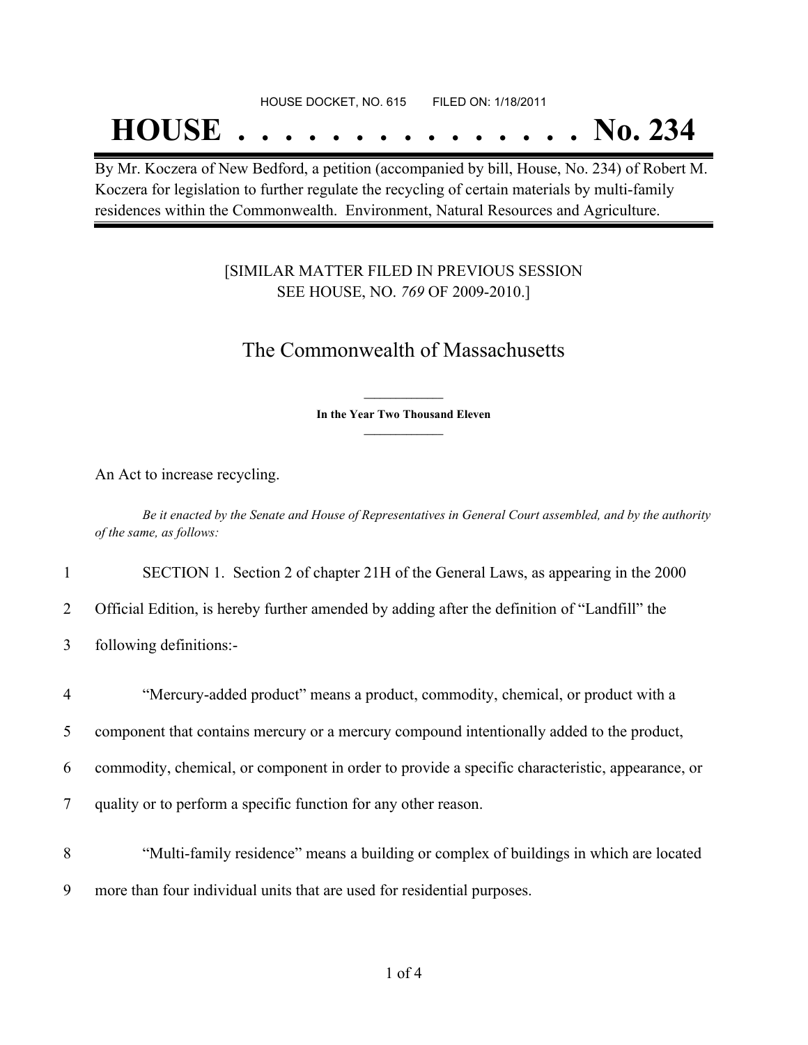HOUSE DOCKET, NO. 615        FILED ON: 1/18/2011

# HOUSE . . . . . . . . . . . . . . . No. 234

By Mr. Koczera of New Bedford, a petition (accompanied by bill, House, No. 234) of Robert M. Koczera for legislation to further regulate the recycling of certain materials by multi-family residences within the Commonwealth. Environment, Natural Resources and Agriculture.

[SIMILAR MATTER FILED IN PREVIOUS SESSION
SEE HOUSE, NO. *769* OF 2009-2010.]

## The Commonwealth of Massachusetts

**In the Year Two Thousand Eleven**

An Act to increase recycling.

*Be it enacted by the Senate and House of Representatives in General Court assembled, and by the authority of the same, as follows:*

1 SECTION 1. Section 2 of chapter 21H of the General Laws, as appearing in the 2000
2 Official Edition, is hereby further amended by adding after the definition of "Landfill" the
3 following definitions:-

4 "Mercury-added product" means a product, commodity, chemical, or product with a
5 component that contains mercury or a mercury compound intentionally added to the product,
6 commodity, chemical, or component in order to provide a specific characteristic, appearance, or
7 quality or to perform a specific function for any other reason.

8 "Multi-family residence" means a building or complex of buildings in which are located
9 more than four individual units that are used for residential purposes.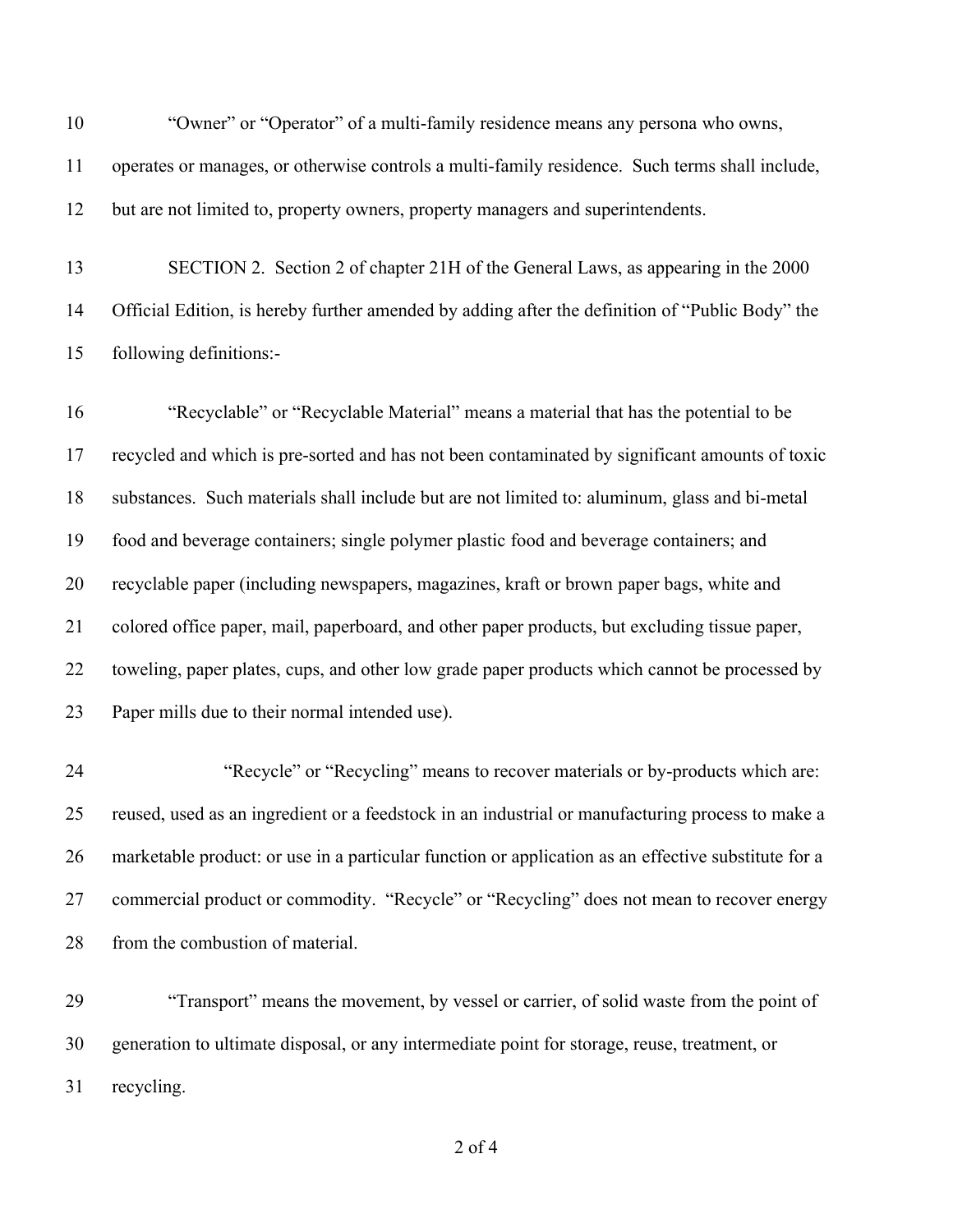"Owner" or "Operator" of a multi-family residence means any persona who owns, operates or manages, or otherwise controls a multi-family residence. Such terms shall include, but are not limited to, property owners, property managers and superintendents.

SECTION 2. Section 2 of chapter 21H of the General Laws, as appearing in the 2000 Official Edition, is hereby further amended by adding after the definition of "Public Body" the following definitions:-

"Recyclable" or "Recyclable Material" means a material that has the potential to be recycled and which is pre-sorted and has not been contaminated by significant amounts of toxic substances. Such materials shall include but are not limited to: aluminum, glass and bi-metal food and beverage containers; single polymer plastic food and beverage containers; and recyclable paper (including newspapers, magazines, kraft or brown paper bags, white and colored office paper, mail, paperboard, and other paper products, but excluding tissue paper, toweling, paper plates, cups, and other low grade paper products which cannot be processed by Paper mills due to their normal intended use).

"Recycle" or "Recycling" means to recover materials or by-products which are: reused, used as an ingredient or a feedstock in an industrial or manufacturing process to make a marketable product: or use in a particular function or application as an effective substitute for a commercial product or commodity. "Recycle" or "Recycling" does not mean to recover energy from the combustion of material.

"Transport" means the movement, by vessel or carrier, of solid waste from the point of generation to ultimate disposal, or any intermediate point for storage, reuse, treatment, or recycling.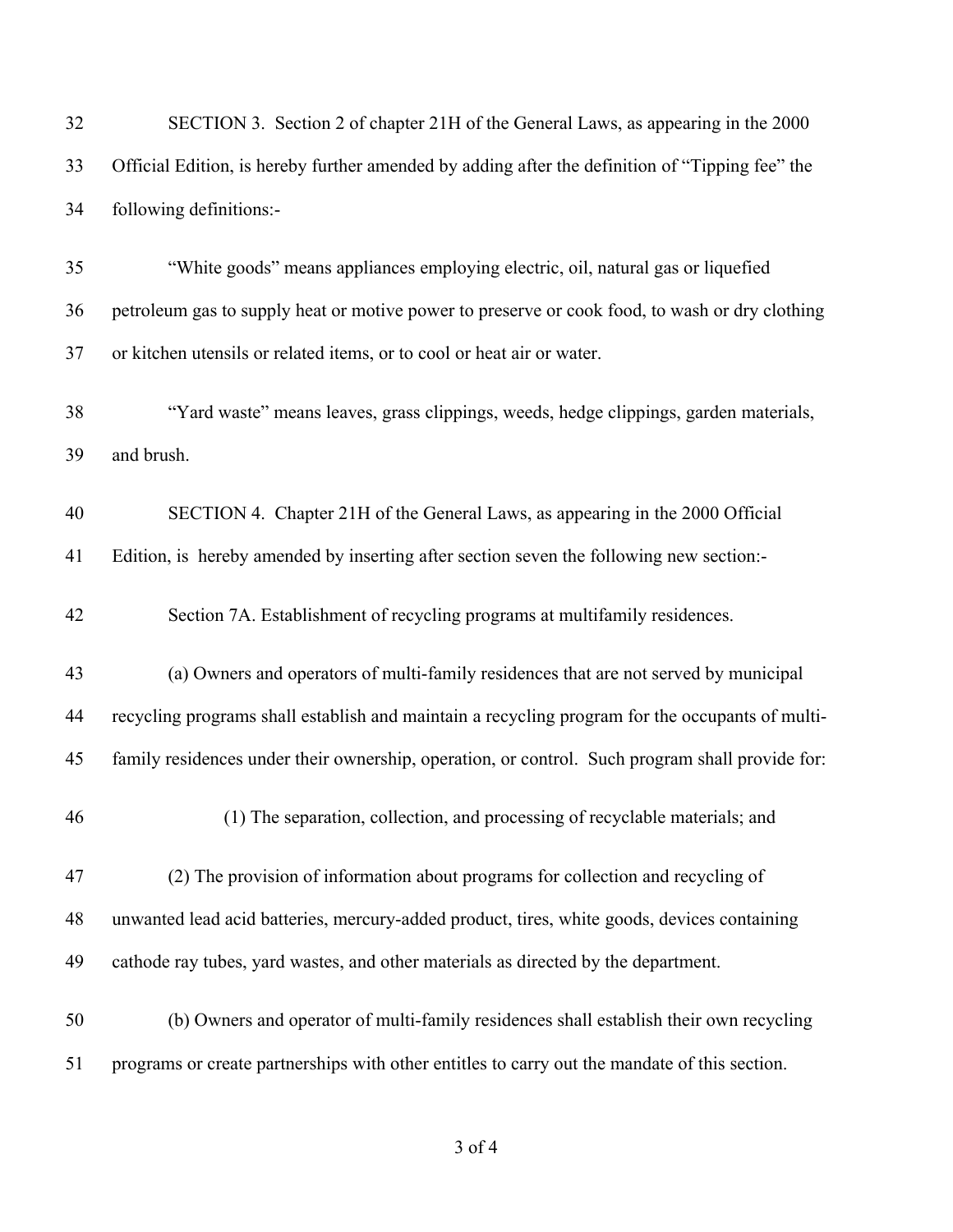SECTION 3. Section 2 of chapter 21H of the General Laws, as appearing in the 2000 Official Edition, is hereby further amended by adding after the definition of "Tipping fee" the following definitions:-

"White goods" means appliances employing electric, oil, natural gas or liquefied petroleum gas to supply heat or motive power to preserve or cook food, to wash or dry clothing or kitchen utensils or related items, or to cool or heat air or water.

"Yard waste" means leaves, grass clippings, weeds, hedge clippings, garden materials, and brush.

SECTION 4. Chapter 21H of the General Laws, as appearing in the 2000 Official Edition, is hereby amended by inserting after section seven the following new section:-

Section 7A. Establishment of recycling programs at multifamily residences.

(a) Owners and operators of multi-family residences that are not served by municipal recycling programs shall establish and maintain a recycling program for the occupants of multi-family residences under their ownership, operation, or control. Such program shall provide for:

(1) The separation, collection, and processing of recyclable materials; and

(2) The provision of information about programs for collection and recycling of unwanted lead acid batteries, mercury-added product, tires, white goods, devices containing cathode ray tubes, yard wastes, and other materials as directed by the department.

(b) Owners and operator of multi-family residences shall establish their own recycling programs or create partnerships with other entitles to carry out the mandate of this section.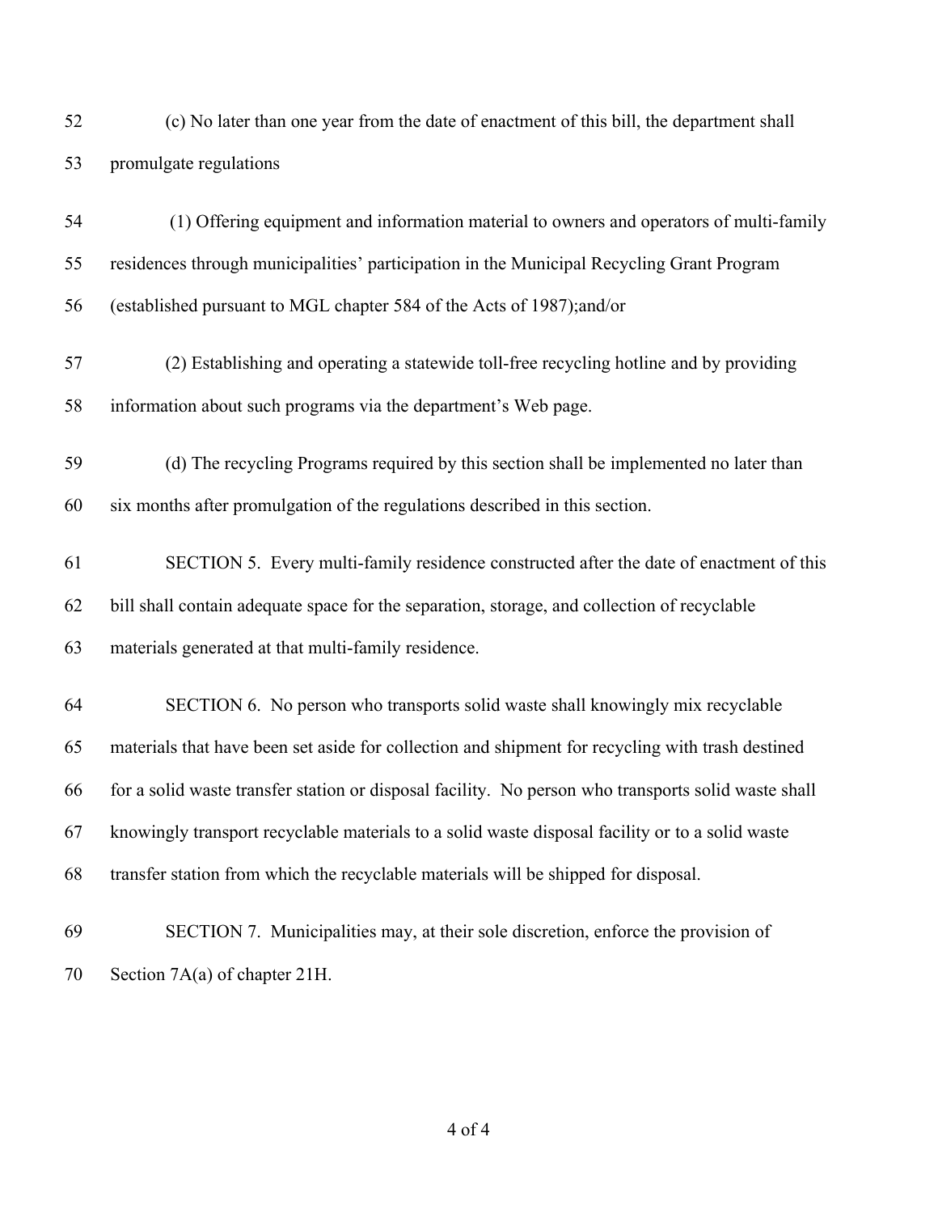(c) No later than one year from the date of enactment of this bill, the department shall promulgate regulations

(1) Offering equipment and information material to owners and operators of multi-family residences through municipalities' participation in the Municipal Recycling Grant Program (established pursuant to MGL chapter 584 of the Acts of 1987);and/or

(2) Establishing and operating a statewide toll-free recycling hotline and by providing information about such programs via the department's Web page.

(d) The recycling Programs required by this section shall be implemented no later than six months after promulgation of the regulations described in this section.

SECTION 5. Every multi-family residence constructed after the date of enactment of this bill shall contain adequate space for the separation, storage, and collection of recyclable materials generated at that multi-family residence.

SECTION 6. No person who transports solid waste shall knowingly mix recyclable materials that have been set aside for collection and shipment for recycling with trash destined for a solid waste transfer station or disposal facility. No person who transports solid waste shall knowingly transport recyclable materials to a solid waste disposal facility or to a solid waste transfer station from which the recyclable materials will be shipped for disposal.

SECTION 7. Municipalities may, at their sole discretion, enforce the provision of Section 7A(a) of chapter 21H.